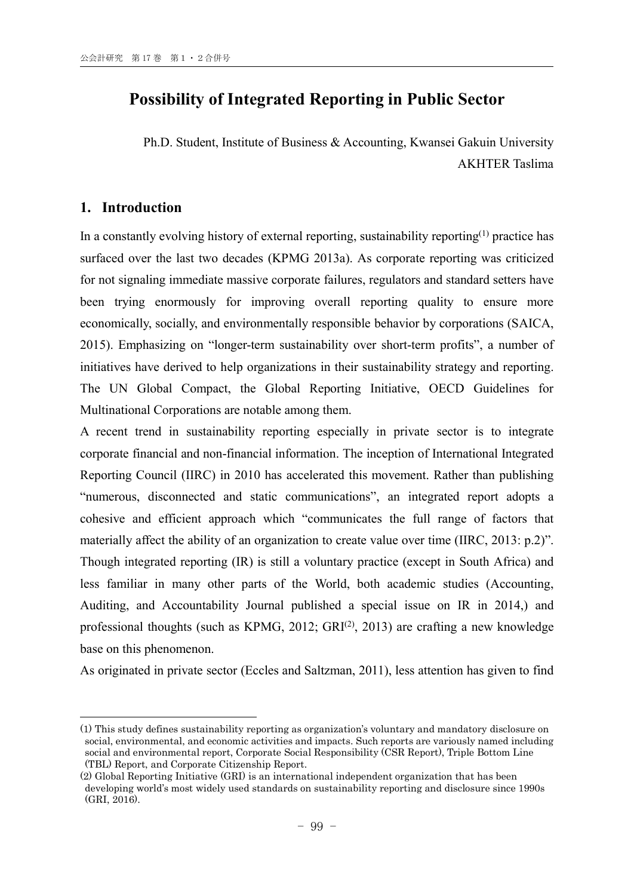# Possibility of Integrated Reporting in Public Sector

Ph.D. Student, Institute of Business & Accounting, Kwansei Gakuin University
AKHTER Taslima

## 1. Introduction

In a constantly evolving history of external reporting, sustainability reporting[(1)] practice has surfaced over the last two decades (KPMG 2013a). As corporate reporting was criticized for not signaling immediate massive corporate failures, regulators and standard setters have been trying enormously for improving overall reporting quality to ensure more economically, socially, and environmentally responsible behavior by corporations (SAICA, 2015). Emphasizing on "longer-term sustainability over short-term profits", a number of initiatives have derived to help organizations in their sustainability strategy and reporting. The UN Global Compact, the Global Reporting Initiative, OECD Guidelines for Multinational Corporations are notable among them.

A recent trend in sustainability reporting especially in private sector is to integrate corporate financial and non-financial information. The inception of International Integrated Reporting Council (IIRC) in 2010 has accelerated this movement. Rather than publishing "numerous, disconnected and static communications", an integrated report adopts a cohesive and efficient approach which "communicates the full range of factors that materially affect the ability of an organization to create value over time (IIRC, 2013: p.2)". Though integrated reporting (IR) is still a voluntary practice (except in South Africa) and less familiar in many other parts of the World, both academic studies (Accounting, Auditing, and Accountability Journal published a special issue on IR in 2014,) and professional thoughts (such as KPMG, 2012; GRI[(2)], 2013) are crafting a new knowledge base on this phenomenon.

As originated in private sector (Eccles and Saltzman, 2011), less attention has given to find

---

(1) This study defines sustainability reporting as organization's voluntary and mandatory disclosure on social, environmental, and economic activities and impacts. Such reports are variously named including social and environmental report, Corporate Social Responsibility (CSR Report), Triple Bottom Line (TBL) Report, and Corporate Citizenship Report.

(2) Global Reporting Initiative (GRI) is an international independent organization that has been developing world's most widely used standards on sustainability reporting and disclosure since 1990s (GRI, 2016).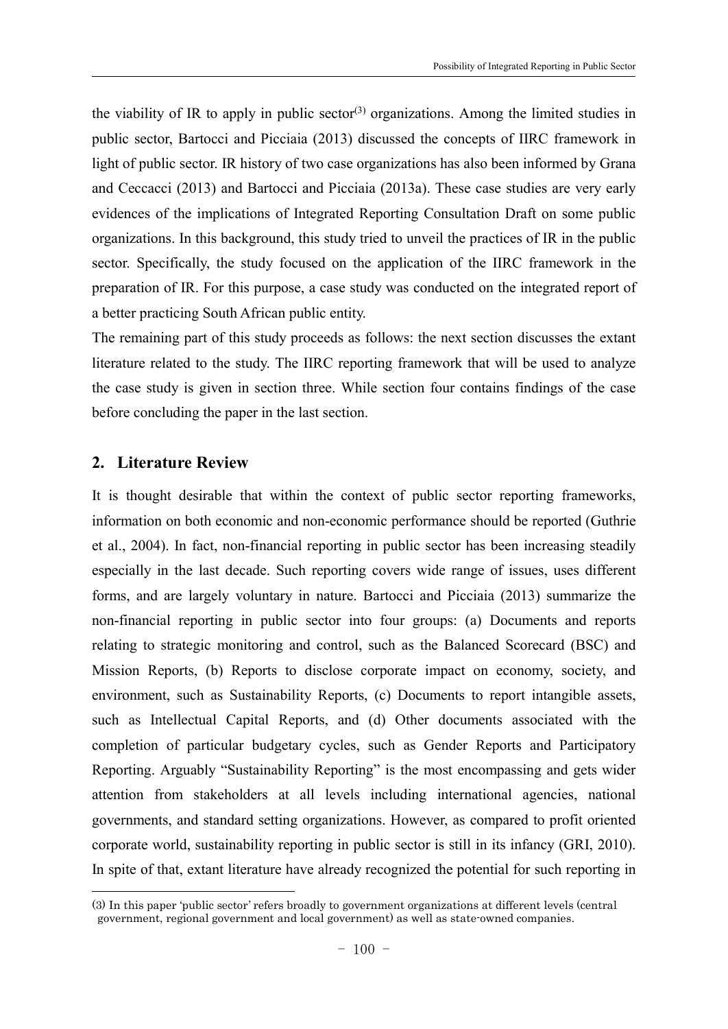the viability of IR to apply in public sector[3] organizations. Among the limited studies in public sector, Bartocci and Picciaia (2013) discussed the concepts of IIRC framework in light of public sector. IR history of two case organizations has also been informed by Grana and Ceccacci (2013) and Bartocci and Picciaia (2013a). These case studies are very early evidences of the implications of Integrated Reporting Consultation Draft on some public organizations. In this background, this study tried to unveil the practices of IR in the public sector. Specifically, the study focused on the application of the IIRC framework in the preparation of IR. For this purpose, a case study was conducted on the integrated report of a better practicing South African public entity.

The remaining part of this study proceeds as follows: the next section discusses the extant literature related to the study. The IIRC reporting framework that will be used to analyze the case study is given in section three. While section four contains findings of the case before concluding the paper in the last section.

## 2. Literature Review

It is thought desirable that within the context of public sector reporting frameworks, information on both economic and non-economic performance should be reported (Guthrie et al., 2004). In fact, non-financial reporting in public sector has been increasing steadily especially in the last decade. Such reporting covers wide range of issues, uses different forms, and are largely voluntary in nature. Bartocci and Picciaia (2013) summarize the non-financial reporting in public sector into four groups: (a) Documents and reports relating to strategic monitoring and control, such as the Balanced Scorecard (BSC) and Mission Reports, (b) Reports to disclose corporate impact on economy, society, and environment, such as Sustainability Reports, (c) Documents to report intangible assets, such as Intellectual Capital Reports, and (d) Other documents associated with the completion of particular budgetary cycles, such as Gender Reports and Participatory Reporting. Arguably "Sustainability Reporting" is the most encompassing and gets wider attention from stakeholders at all levels including international agencies, national governments, and standard setting organizations. However, as compared to profit oriented corporate world, sustainability reporting in public sector is still in its infancy (GRI, 2010). In spite of that, extant literature have already recognized the potential for such reporting in

(3) In this paper 'public sector' refers broadly to government organizations at different levels (central government, regional government and local government) as well as state-owned companies.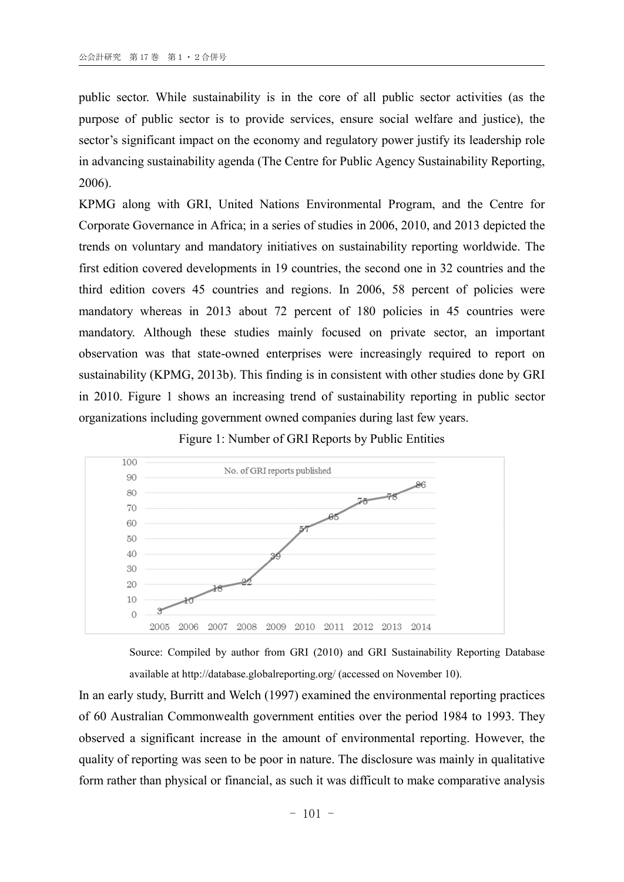public sector. While sustainability is in the core of all public sector activities (as the purpose of public sector is to provide services, ensure social welfare and justice), the sector's significant impact on the economy and regulatory power justify its leadership role in advancing sustainability agenda (The Centre for Public Agency Sustainability Reporting, 2006).

KPMG along with GRI, United Nations Environmental Program, and the Centre for Corporate Governance in Africa; in a series of studies in 2006, 2010, and 2013 depicted the trends on voluntary and mandatory initiatives on sustainability reporting worldwide. The first edition covered developments in 19 countries, the second one in 32 countries and the third edition covers 45 countries and regions. In 2006, 58 percent of policies were mandatory whereas in 2013 about 72 percent of 180 policies in 45 countries were mandatory. Although these studies mainly focused on private sector, an important observation was that state-owned enterprises were increasingly required to report on sustainability (KPMG, 2013b). This finding is in consistent with other studies done by GRI in 2010. Figure 1 shows an increasing trend of sustainability reporting in public sector organizations including government owned companies during last few years.

Figure 1: Number of GRI Reports by Public Entities

No. of GRI reports published

| Year | 2005 | 2006 | 2007 | 2008 | 2009 | 2010 | 2011 | 2012 | 2013 | 2014 |
|---|---|---|---|---|---|---|---|---|---|---|
| No. of GRI reports published | 3 | 10 | 18 | 22 | 39 | 57 | 65 | 75 | 78 | 86 |

Source: Compiled by author from GRI (2010) and GRI Sustainability Reporting Database available at http://database.globalreporting.org/ (accessed on November 10).

In an early study, Burritt and Welch (1997) examined the environmental reporting practices of 60 Australian Commonwealth government entities over the period 1984 to 1993. They observed a significant increase in the amount of environmental reporting. However, the quality of reporting was seen to be poor in nature. The disclosure was mainly in qualitative form rather than physical or financial, as such it was difficult to make comparative analysis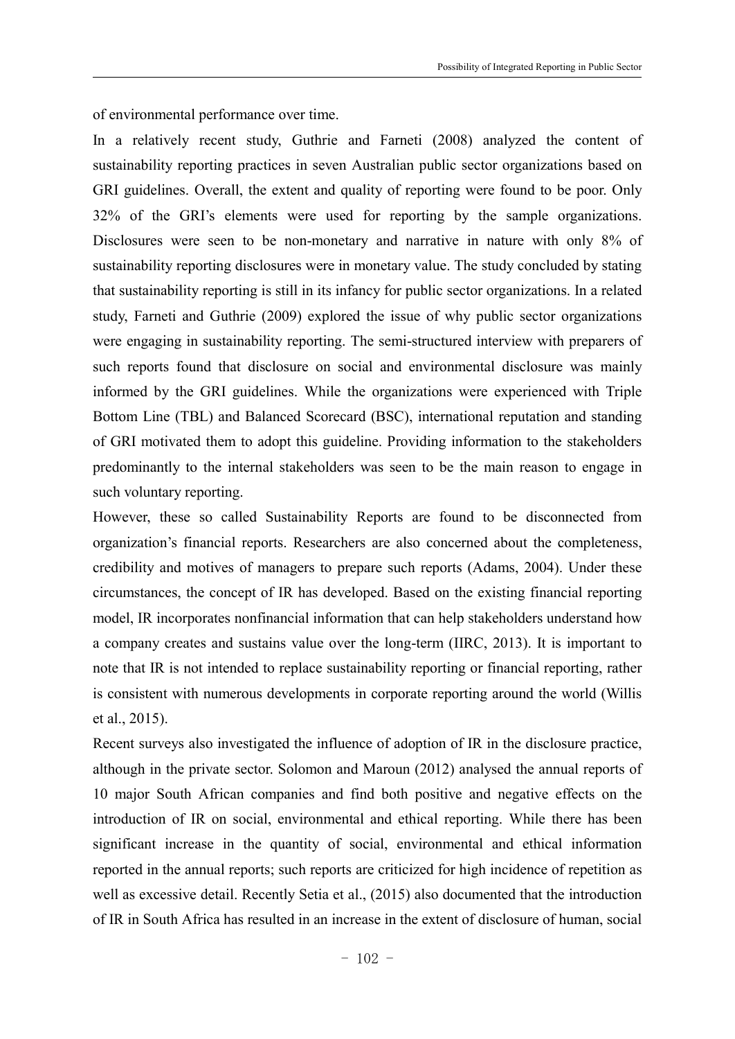of environmental performance over time.

In a relatively recent study, Guthrie and Farneti (2008) analyzed the content of sustainability reporting practices in seven Australian public sector organizations based on GRI guidelines. Overall, the extent and quality of reporting were found to be poor. Only 32% of the GRI's elements were used for reporting by the sample organizations. Disclosures were seen to be non-monetary and narrative in nature with only 8% of sustainability reporting disclosures were in monetary value. The study concluded by stating that sustainability reporting is still in its infancy for public sector organizations. In a related study, Farneti and Guthrie (2009) explored the issue of why public sector organizations were engaging in sustainability reporting. The semi-structured interview with preparers of such reports found that disclosure on social and environmental disclosure was mainly informed by the GRI guidelines. While the organizations were experienced with Triple Bottom Line (TBL) and Balanced Scorecard (BSC), international reputation and standing of GRI motivated them to adopt this guideline. Providing information to the stakeholders predominantly to the internal stakeholders was seen to be the main reason to engage in such voluntary reporting.

However, these so called Sustainability Reports are found to be disconnected from organization's financial reports. Researchers are also concerned about the completeness, credibility and motives of managers to prepare such reports (Adams, 2004). Under these circumstances, the concept of IR has developed. Based on the existing financial reporting model, IR incorporates nonfinancial information that can help stakeholders understand how a company creates and sustains value over the long-term (IIRC, 2013). It is important to note that IR is not intended to replace sustainability reporting or financial reporting, rather is consistent with numerous developments in corporate reporting around the world (Willis et al., 2015).

Recent surveys also investigated the influence of adoption of IR in the disclosure practice, although in the private sector. Solomon and Maroun (2012) analysed the annual reports of 10 major South African companies and find both positive and negative effects on the introduction of IR on social, environmental and ethical reporting. While there has been significant increase in the quantity of social, environmental and ethical information reported in the annual reports; such reports are criticized for high incidence of repetition as well as excessive detail. Recently Setia et al., (2015) also documented that the introduction of IR in South Africa has resulted in an increase in the extent of disclosure of human, social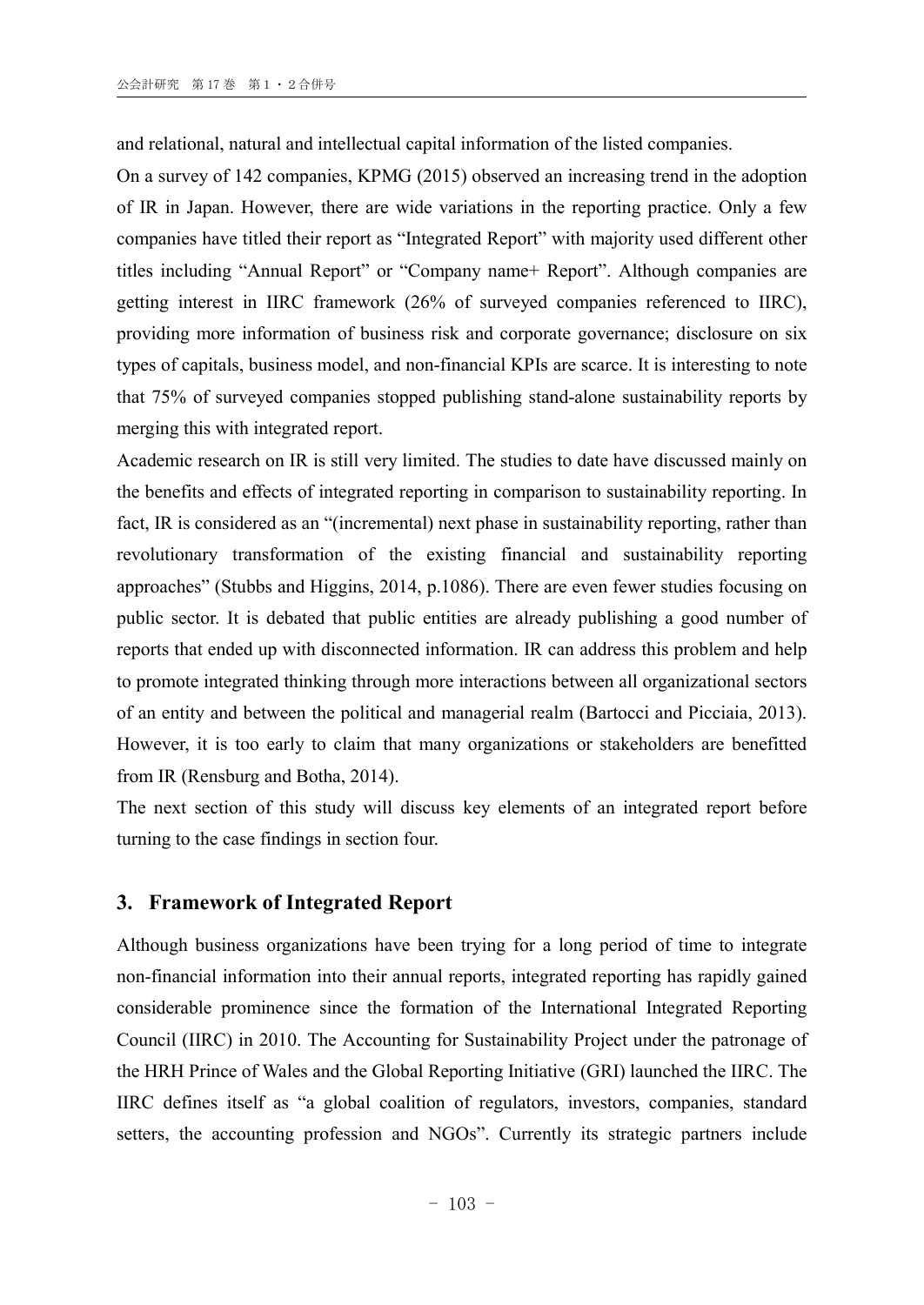and relational, natural and intellectual capital information of the listed companies.

On a survey of 142 companies, KPMG (2015) observed an increasing trend in the adoption of IR in Japan. However, there are wide variations in the reporting practice. Only a few companies have titled their report as "Integrated Report" with majority used different other titles including "Annual Report" or "Company name+ Report". Although companies are getting interest in IIRC framework (26% of surveyed companies referenced to IIRC), providing more information of business risk and corporate governance; disclosure on six types of capitals, business model, and non-financial KPIs are scarce. It is interesting to note that 75% of surveyed companies stopped publishing stand-alone sustainability reports by merging this with integrated report.

Academic research on IR is still very limited. The studies to date have discussed mainly on the benefits and effects of integrated reporting in comparison to sustainability reporting. In fact, IR is considered as an "(incremental) next phase in sustainability reporting, rather than revolutionary transformation of the existing financial and sustainability reporting approaches" (Stubbs and Higgins, 2014, p.1086). There are even fewer studies focusing on public sector. It is debated that public entities are already publishing a good number of reports that ended up with disconnected information. IR can address this problem and help to promote integrated thinking through more interactions between all organizational sectors of an entity and between the political and managerial realm (Bartocci and Picciaia, 2013). However, it is too early to claim that many organizations or stakeholders are benefitted from IR (Rensburg and Botha, 2014).

The next section of this study will discuss key elements of an integrated report before turning to the case findings in section four.

## 3. Framework of Integrated Report

Although business organizations have been trying for a long period of time to integrate non-financial information into their annual reports, integrated reporting has rapidly gained considerable prominence since the formation of the International Integrated Reporting Council (IIRC) in 2010. The Accounting for Sustainability Project under the patronage of the HRH Prince of Wales and the Global Reporting Initiative (GRI) launched the IIRC. The IIRC defines itself as "a global coalition of regulators, investors, companies, standard setters, the accounting profession and NGOs". Currently its strategic partners include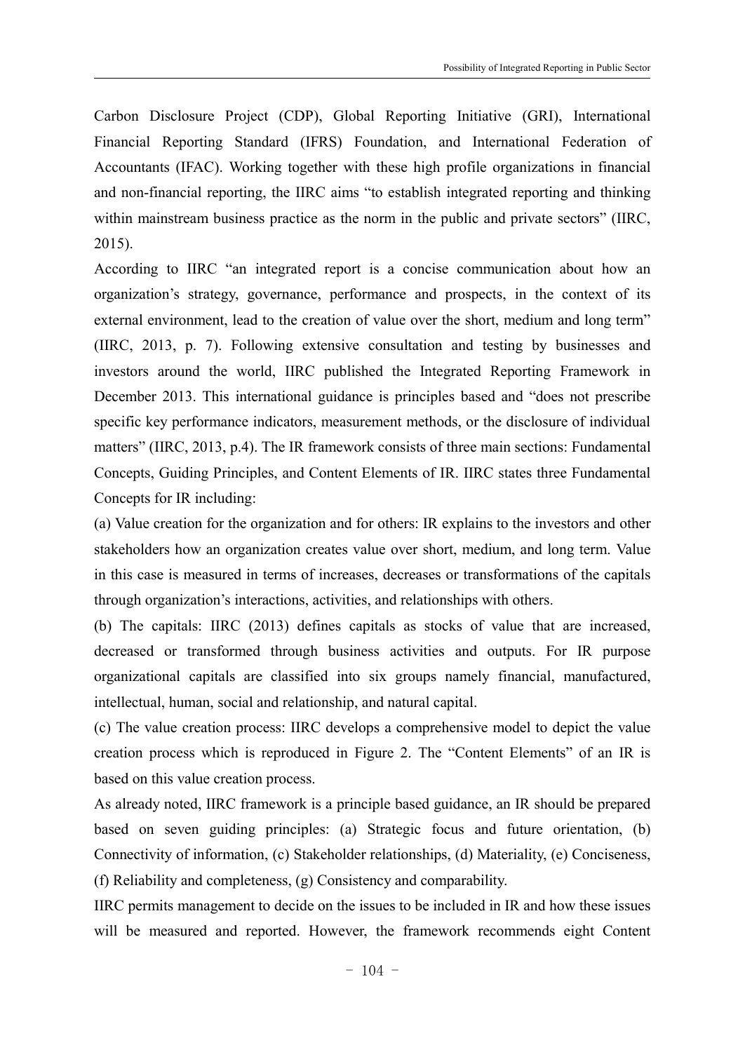Carbon Disclosure Project (CDP), Global Reporting Initiative (GRI), International Financial Reporting Standard (IFRS) Foundation, and International Federation of Accountants (IFAC). Working together with these high profile organizations in financial and non-financial reporting, the IIRC aims "to establish integrated reporting and thinking within mainstream business practice as the norm in the public and private sectors" (IIRC, 2015).

According to IIRC "an integrated report is a concise communication about how an organization's strategy, governance, performance and prospects, in the context of its external environment, lead to the creation of value over the short, medium and long term" (IIRC, 2013, p. 7). Following extensive consultation and testing by businesses and investors around the world, IIRC published the Integrated Reporting Framework in December 2013. This international guidance is principles based and "does not prescribe specific key performance indicators, measurement methods, or the disclosure of individual matters" (IIRC, 2013, p.4). The IR framework consists of three main sections: Fundamental Concepts, Guiding Principles, and Content Elements of IR. IIRC states three Fundamental Concepts for IR including:

(a) Value creation for the organization and for others: IR explains to the investors and other stakeholders how an organization creates value over short, medium, and long term. Value in this case is measured in terms of increases, decreases or transformations of the capitals through organization's interactions, activities, and relationships with others.

(b) The capitals: IIRC (2013) defines capitals as stocks of value that are increased, decreased or transformed through business activities and outputs. For IR purpose organizational capitals are classified into six groups namely financial, manufactured, intellectual, human, social and relationship, and natural capital.

(c) The value creation process: IIRC develops a comprehensive model to depict the value creation process which is reproduced in Figure 2. The "Content Elements" of an IR is based on this value creation process.

As already noted, IIRC framework is a principle based guidance, an IR should be prepared based on seven guiding principles: (a) Strategic focus and future orientation, (b) Connectivity of information, (c) Stakeholder relationships, (d) Materiality, (e) Conciseness, (f) Reliability and completeness, (g) Consistency and comparability.

IIRC permits management to decide on the issues to be included in IR and how these issues will be measured and reported. However, the framework recommends eight Content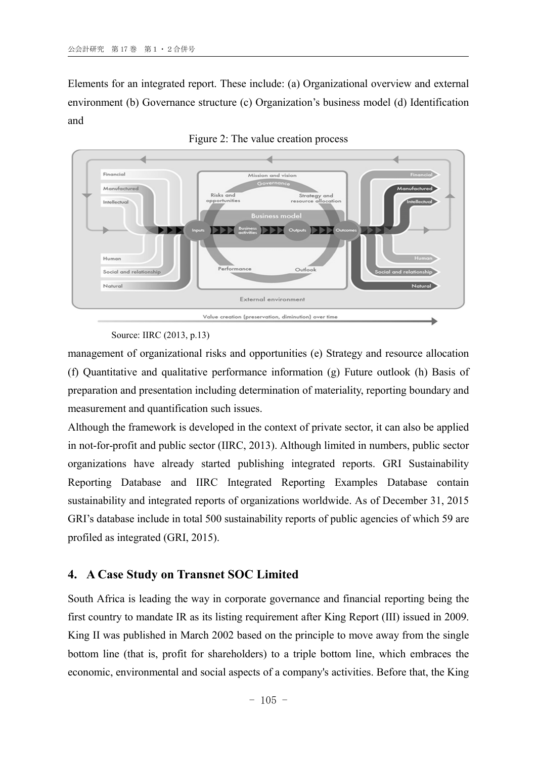Elements for an integrated report. These include: (a) Organizational overview and external environment (b) Governance structure (c) Organization's business model (d) Identification and

Figure 2: The value creation process

Source: IIRC (2013, p.13)

management of organizational risks and opportunities (e) Strategy and resource allocation (f) Quantitative and qualitative performance information (g) Future outlook (h) Basis of preparation and presentation including determination of materiality, reporting boundary and measurement and quantification such issues.

Although the framework is developed in the context of private sector, it can also be applied in not-for-profit and public sector (IIRC, 2013). Although limited in numbers, public sector organizations have already started publishing integrated reports. GRI Sustainability Reporting Database and IIRC Integrated Reporting Examples Database contain sustainability and integrated reports of organizations worldwide. As of December 31, 2015 GRI's database include in total 500 sustainability reports of public agencies of which 59 are profiled as integrated (GRI, 2015).

## 4. A Case Study on Transnet SOC Limited

South Africa is leading the way in corporate governance and financial reporting being the first country to mandate IR as its listing requirement after King Report (III) issued in 2009. King II was published in March 2002 based on the principle to move away from the single bottom line (that is, profit for shareholders) to a triple bottom line, which embraces the economic, environmental and social aspects of a company's activities. Before that, the King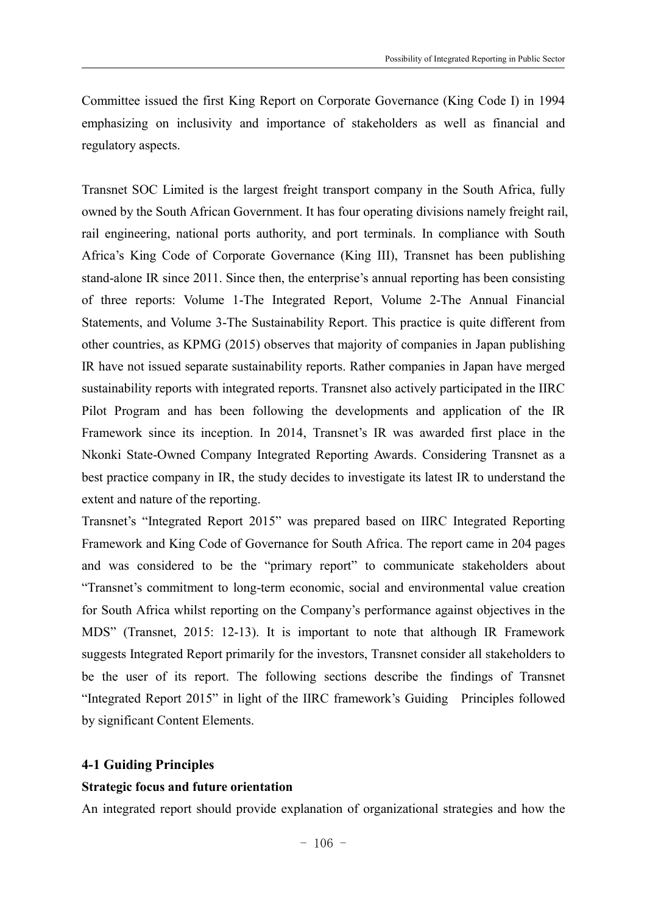Committee issued the first King Report on Corporate Governance (King Code I) in 1994 emphasizing on inclusivity and importance of stakeholders as well as financial and regulatory aspects.

Transnet SOC Limited is the largest freight transport company in the South Africa, fully owned by the South African Government. It has four operating divisions namely freight rail, rail engineering, national ports authority, and port terminals. In compliance with South Africa's King Code of Corporate Governance (King III), Transnet has been publishing stand-alone IR since 2011. Since then, the enterprise's annual reporting has been consisting of three reports: Volume 1-The Integrated Report, Volume 2-The Annual Financial Statements, and Volume 3-The Sustainability Report. This practice is quite different from other countries, as KPMG (2015) observes that majority of companies in Japan publishing IR have not issued separate sustainability reports. Rather companies in Japan have merged sustainability reports with integrated reports. Transnet also actively participated in the IIRC Pilot Program and has been following the developments and application of the IR Framework since its inception. In 2014, Transnet's IR was awarded first place in the Nkonki State-Owned Company Integrated Reporting Awards. Considering Transnet as a best practice company in IR, the study decides to investigate its latest IR to understand the extent and nature of the reporting.

Transnet's "Integrated Report 2015" was prepared based on IIRC Integrated Reporting Framework and King Code of Governance for South Africa. The report came in 204 pages and was considered to be the "primary report" to communicate stakeholders about "Transnet's commitment to long-term economic, social and environmental value creation for South Africa whilst reporting on the Company's performance against objectives in the MDS" (Transnet, 2015: 12-13). It is important to note that although IR Framework suggests Integrated Report primarily for the investors, Transnet consider all stakeholders to be the user of its report. The following sections describe the findings of Transnet "Integrated Report 2015" in light of the IIRC framework's Guiding Principles followed by significant Content Elements.

### 4-1 Guiding Principles

#### Strategic focus and future orientation

An integrated report should provide explanation of organizational strategies and how the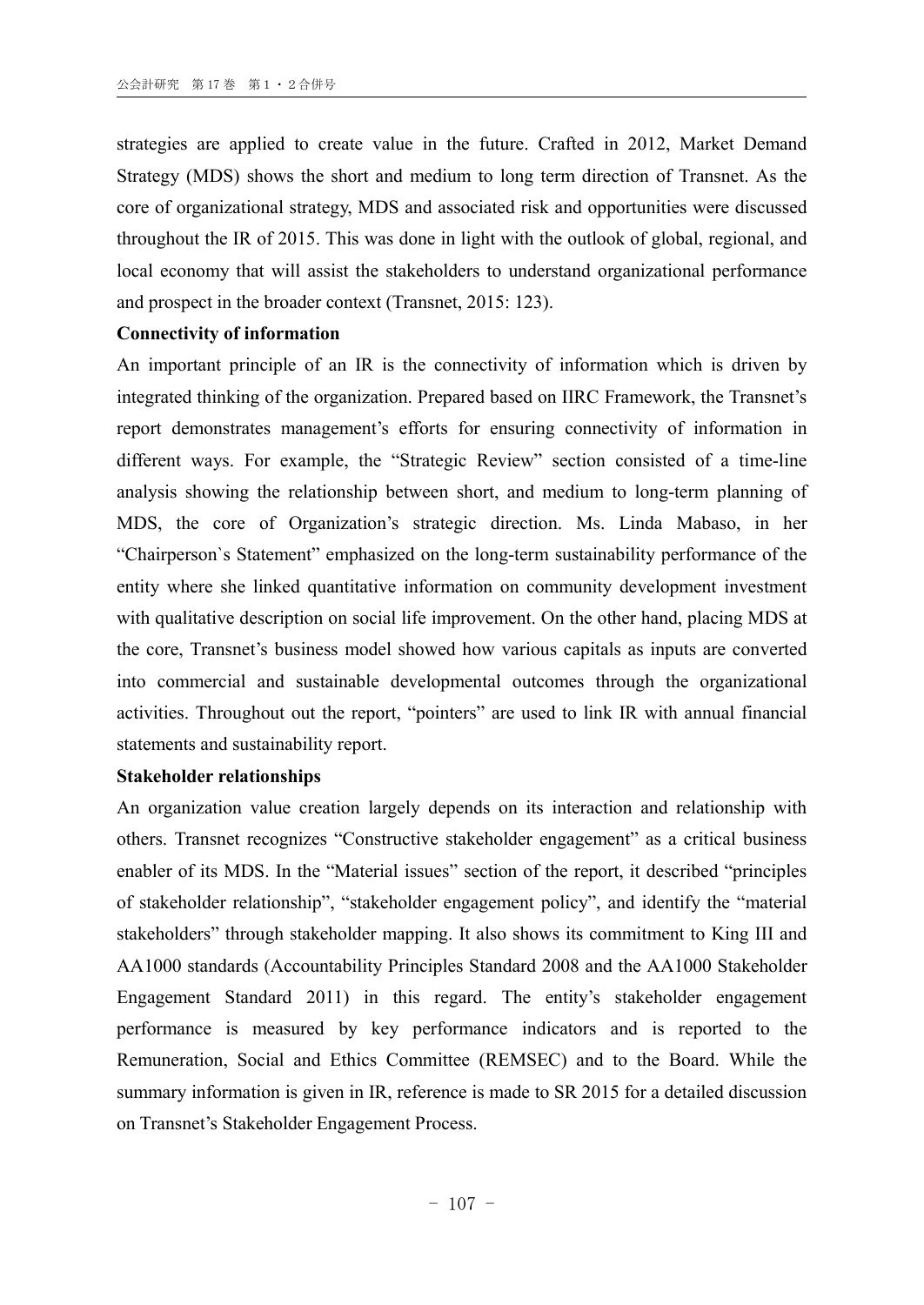strategies are applied to create value in the future. Crafted in 2012, Market Demand Strategy (MDS) shows the short and medium to long term direction of Transnet. As the core of organizational strategy, MDS and associated risk and opportunities were discussed throughout the IR of 2015. This was done in light with the outlook of global, regional, and local economy that will assist the stakeholders to understand organizational performance and prospect in the broader context (Transnet, 2015: 123).

**Connectivity of information**

An important principle of an IR is the connectivity of information which is driven by integrated thinking of the organization. Prepared based on IIRC Framework, the Transnet's report demonstrates management's efforts for ensuring connectivity of information in different ways. For example, the "Strategic Review" section consisted of a time-line analysis showing the relationship between short, and medium to long-term planning of MDS, the core of Organization's strategic direction. Ms. Linda Mabaso, in her "Chairperson`s Statement" emphasized on the long-term sustainability performance of the entity where she linked quantitative information on community development investment with qualitative description on social life improvement. On the other hand, placing MDS at the core, Transnet's business model showed how various capitals as inputs are converted into commercial and sustainable developmental outcomes through the organizational activities. Throughout out the report, "pointers" are used to link IR with annual financial statements and sustainability report.

**Stakeholder relationships**

An organization value creation largely depends on its interaction and relationship with others. Transnet recognizes "Constructive stakeholder engagement" as a critical business enabler of its MDS. In the "Material issues" section of the report, it described "principles of stakeholder relationship", "stakeholder engagement policy", and identify the "material stakeholders" through stakeholder mapping. It also shows its commitment to King III and AA1000 standards (Accountability Principles Standard 2008 and the AA1000 Stakeholder Engagement Standard 2011) in this regard. The entity's stakeholder engagement performance is measured by key performance indicators and is reported to the Remuneration, Social and Ethics Committee (REMSEC) and to the Board. While the summary information is given in IR, reference is made to SR 2015 for a detailed discussion on Transnet's Stakeholder Engagement Process.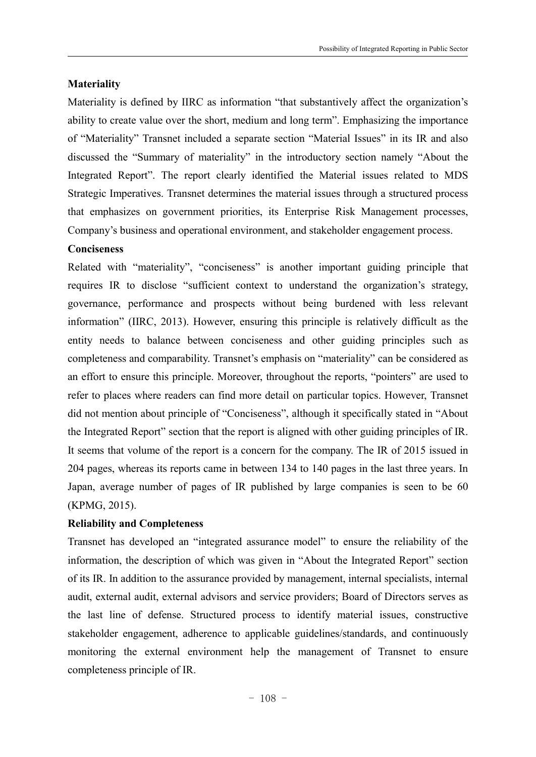**Materiality**

Materiality is defined by IIRC as information "that substantively affect the organization's ability to create value over the short, medium and long term". Emphasizing the importance of "Materiality" Transnet included a separate section "Material Issues" in its IR and also discussed the "Summary of materiality" in the introductory section namely "About the Integrated Report". The report clearly identified the Material issues related to MDS Strategic Imperatives. Transnet determines the material issues through a structured process that emphasizes on government priorities, its Enterprise Risk Management processes, Company's business and operational environment, and stakeholder engagement process.

**Conciseness**

Related with "materiality", "conciseness" is another important guiding principle that requires IR to disclose "sufficient context to understand the organization's strategy, governance, performance and prospects without being burdened with less relevant information" (IIRC, 2013). However, ensuring this principle is relatively difficult as the entity needs to balance between conciseness and other guiding principles such as completeness and comparability. Transnet's emphasis on "materiality" can be considered as an effort to ensure this principle. Moreover, throughout the reports, "pointers" are used to refer to places where readers can find more detail on particular topics. However, Transnet did not mention about principle of "Conciseness", although it specifically stated in "About the Integrated Report" section that the report is aligned with other guiding principles of IR. It seems that volume of the report is a concern for the company. The IR of 2015 issued in 204 pages, whereas its reports came in between 134 to 140 pages in the last three years. In Japan, average number of pages of IR published by large companies is seen to be 60 (KPMG, 2015).

**Reliability and Completeness**

Transnet has developed an "integrated assurance model" to ensure the reliability of the information, the description of which was given in "About the Integrated Report" section of its IR. In addition to the assurance provided by management, internal specialists, internal audit, external audit, external advisors and service providers; Board of Directors serves as the last line of defense. Structured process to identify material issues, constructive stakeholder engagement, adherence to applicable guidelines/standards, and continuously monitoring the external environment help the management of Transnet to ensure completeness principle of IR.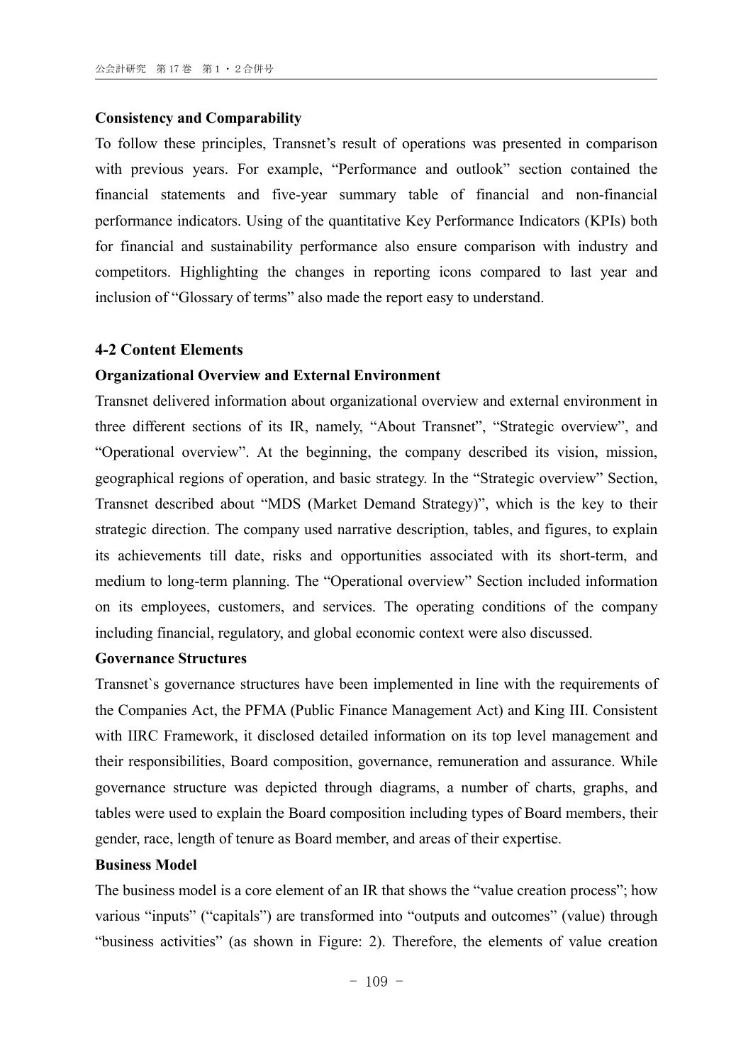**Consistency and Comparability**

To follow these principles, Transnet's result of operations was presented in comparison with previous years. For example, "Performance and outlook" section contained the financial statements and five-year summary table of financial and non-financial performance indicators. Using of the quantitative Key Performance Indicators (KPIs) both for financial and sustainability performance also ensure comparison with industry and competitors. Highlighting the changes in reporting icons compared to last year and inclusion of "Glossary of terms" also made the report easy to understand.

### 4-2 Content Elements

**Organizational Overview and External Environment**

Transnet delivered information about organizational overview and external environment in three different sections of its IR, namely, "About Transnet", "Strategic overview", and "Operational overview". At the beginning, the company described its vision, mission, geographical regions of operation, and basic strategy. In the "Strategic overview" Section, Transnet described about "MDS (Market Demand Strategy)", which is the key to their strategic direction. The company used narrative description, tables, and figures, to explain its achievements till date, risks and opportunities associated with its short-term, and medium to long-term planning. The "Operational overview" Section included information on its employees, customers, and services. The operating conditions of the company including financial, regulatory, and global economic context were also discussed.

**Governance Structures**

Transnet`s governance structures have been implemented in line with the requirements of the Companies Act, the PFMA (Public Finance Management Act) and King III. Consistent with IIRC Framework, it disclosed detailed information on its top level management and their responsibilities, Board composition, governance, remuneration and assurance. While governance structure was depicted through diagrams, a number of charts, graphs, and tables were used to explain the Board composition including types of Board members, their gender, race, length of tenure as Board member, and areas of their expertise.

**Business Model**

The business model is a core element of an IR that shows the "value creation process"; how various "inputs" ("capitals") are transformed into "outputs and outcomes" (value) through "business activities" (as shown in Figure: 2). Therefore, the elements of value creation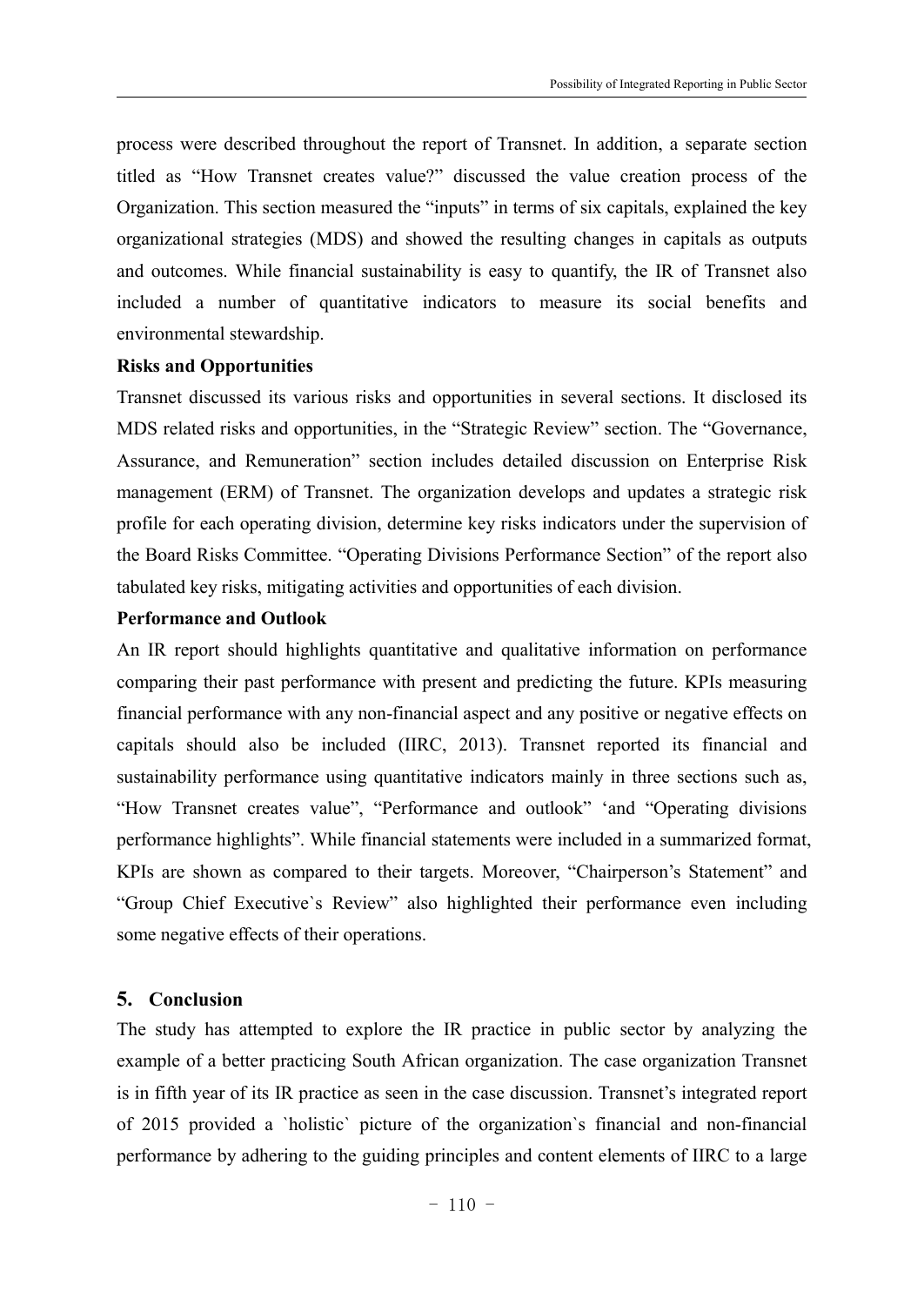process were described throughout the report of Transnet. In addition, a separate section titled as "How Transnet creates value?" discussed the value creation process of the Organization. This section measured the "inputs" in terms of six capitals, explained the key organizational strategies (MDS) and showed the resulting changes in capitals as outputs and outcomes. While financial sustainability is easy to quantify, the IR of Transnet also included a number of quantitative indicators to measure its social benefits and environmental stewardship.

**Risks and Opportunities**

Transnet discussed its various risks and opportunities in several sections. It disclosed its MDS related risks and opportunities, in the "Strategic Review" section. The "Governance, Assurance, and Remuneration" section includes detailed discussion on Enterprise Risk management (ERM) of Transnet. The organization develops and updates a strategic risk profile for each operating division, determine key risks indicators under the supervision of the Board Risks Committee. "Operating Divisions Performance Section" of the report also tabulated key risks, mitigating activities and opportunities of each division.

**Performance and Outlook**

An IR report should highlights quantitative and qualitative information on performance comparing their past performance with present and predicting the future. KPIs measuring financial performance with any non-financial aspect and any positive or negative effects on capitals should also be included (IIRC, 2013). Transnet reported its financial and sustainability performance using quantitative indicators mainly in three sections such as, "How Transnet creates value", "Performance and outlook" 'and "Operating divisions performance highlights". While financial statements were included in a summarized format, KPIs are shown as compared to their targets. Moreover, "Chairperson's Statement" and "Group Chief Executive`s Review" also highlighted their performance even including some negative effects of their operations.

## 5. Conclusion

The study has attempted to explore the IR practice in public sector by analyzing the example of a better practicing South African organization. The case organization Transnet is in fifth year of its IR practice as seen in the case discussion. Transnet's integrated report of 2015 provided a `holistic` picture of the organization`s financial and non-financial performance by adhering to the guiding principles and content elements of IIRC to a large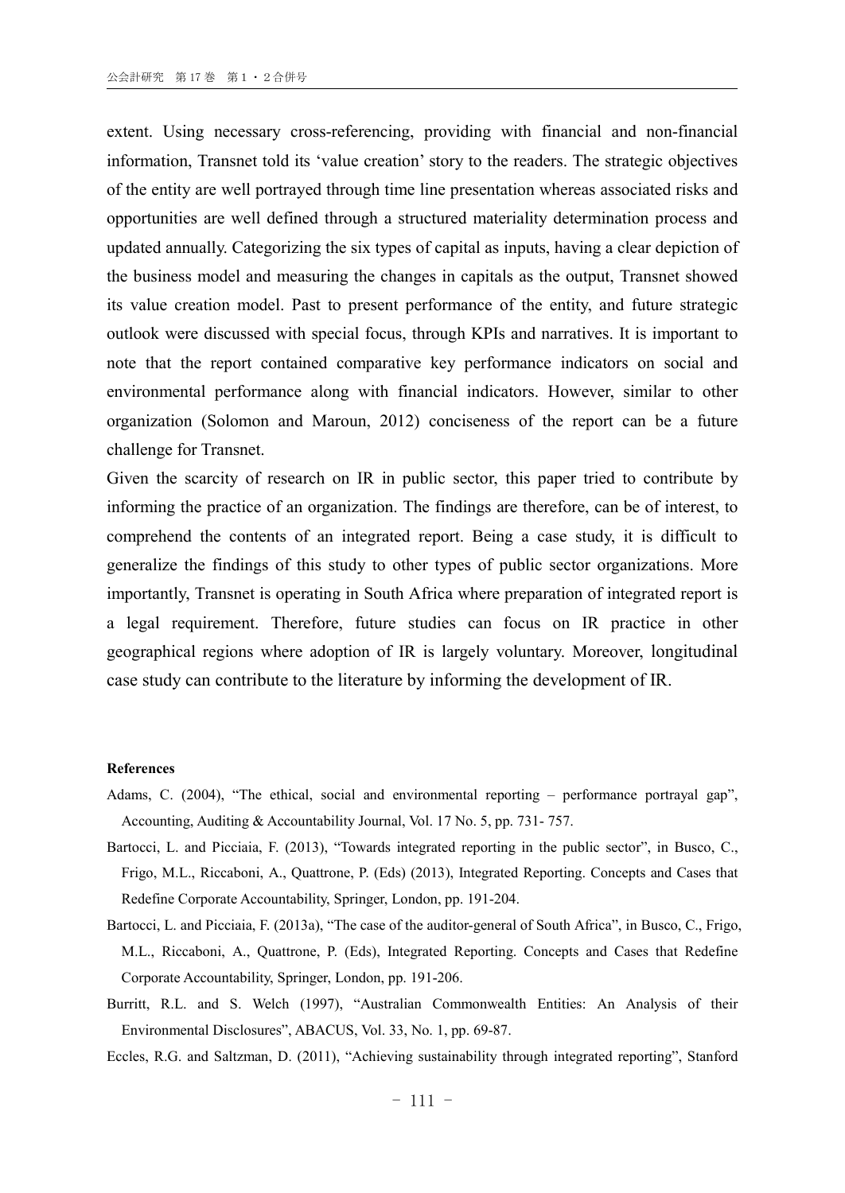extent. Using necessary cross-referencing, providing with financial and non-financial information, Transnet told its 'value creation' story to the readers. The strategic objectives of the entity are well portrayed through time line presentation whereas associated risks and opportunities are well defined through a structured materiality determination process and updated annually. Categorizing the six types of capital as inputs, having a clear depiction of the business model and measuring the changes in capitals as the output, Transnet showed its value creation model. Past to present performance of the entity, and future strategic outlook were discussed with special focus, through KPIs and narratives. It is important to note that the report contained comparative key performance indicators on social and environmental performance along with financial indicators. However, similar to other organization (Solomon and Maroun, 2012) conciseness of the report can be a future challenge for Transnet.

Given the scarcity of research on IR in public sector, this paper tried to contribute by informing the practice of an organization. The findings are therefore, can be of interest, to comprehend the contents of an integrated report. Being a case study, it is difficult to generalize the findings of this study to other types of public sector organizations. More importantly, Transnet is operating in South Africa where preparation of integrated report is a legal requirement. Therefore, future studies can focus on IR practice in other geographical regions where adoption of IR is largely voluntary. Moreover, longitudinal case study can contribute to the literature by informing the development of IR.

**References**

Adams, C. (2004), "The ethical, social and environmental reporting – performance portrayal gap", Accounting, Auditing & Accountability Journal, Vol. 17 No. 5, pp. 731- 757.

Bartocci, L. and Picciaia, F. (2013), "Towards integrated reporting in the public sector", in Busco, C., Frigo, M.L., Riccaboni, A., Quattrone, P. (Eds) (2013), Integrated Reporting. Concepts and Cases that Redefine Corporate Accountability, Springer, London, pp. 191-204.

Bartocci, L. and Picciaia, F. (2013a), "The case of the auditor-general of South Africa", in Busco, C., Frigo, M.L., Riccaboni, A., Quattrone, P. (Eds), Integrated Reporting. Concepts and Cases that Redefine Corporate Accountability, Springer, London, pp. 191-206.

Burritt, R.L. and S. Welch (1997), "Australian Commonwealth Entities: An Analysis of their Environmental Disclosures", ABACUS, Vol. 33, No. 1, pp. 69-87.

Eccles, R.G. and Saltzman, D. (2011), "Achieving sustainability through integrated reporting", Stanford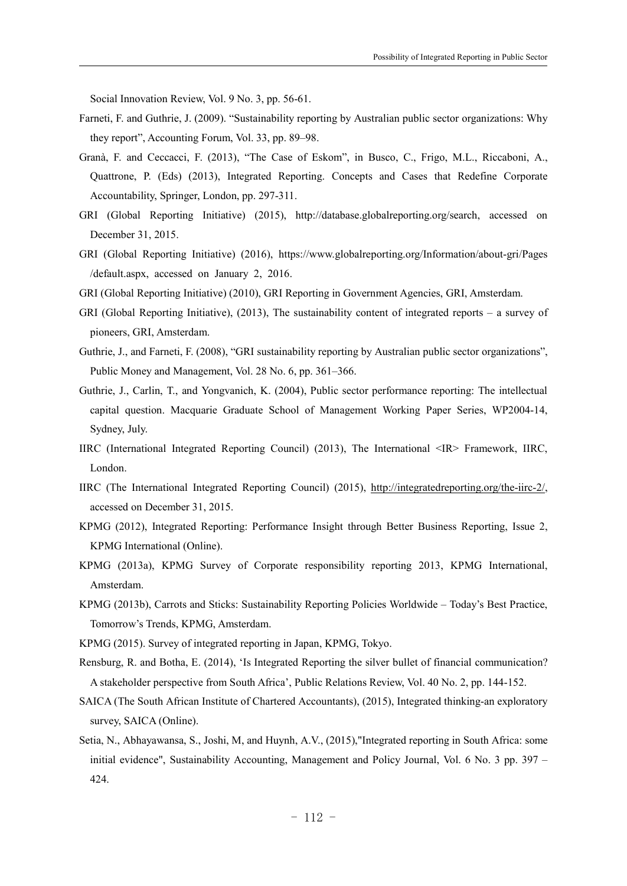Social Innovation Review, Vol. 9 No. 3, pp. 56-61.

Farneti, F. and Guthrie, J. (2009). "Sustainability reporting by Australian public sector organizations: Why they report", Accounting Forum, Vol. 33, pp. 89–98.

Granà, F. and Ceccacci, F. (2013), "The Case of Eskom", in Busco, C., Frigo, M.L., Riccaboni, A., Quattrone, P. (Eds) (2013), Integrated Reporting. Concepts and Cases that Redefine Corporate Accountability, Springer, London, pp. 297-311.

GRI (Global Reporting Initiative) (2015), http://database.globalreporting.org/search, accessed on December 31, 2015.

GRI (Global Reporting Initiative) (2016), https://www.globalreporting.org/Information/about-gri/Pages/default.aspx, accessed on January 2, 2016.

GRI (Global Reporting Initiative) (2010), GRI Reporting in Government Agencies, GRI, Amsterdam.

GRI (Global Reporting Initiative), (2013), The sustainability content of integrated reports – a survey of pioneers, GRI, Amsterdam.

Guthrie, J., and Farneti, F. (2008), "GRI sustainability reporting by Australian public sector organizations", Public Money and Management, Vol. 28 No. 6, pp. 361–366.

Guthrie, J., Carlin, T., and Yongvanich, K. (2004), Public sector performance reporting: The intellectual capital question. Macquarie Graduate School of Management Working Paper Series, WP2004-14, Sydney, July.

IIRC (International Integrated Reporting Council) (2013), The International <IR> Framework, IIRC, London.

IIRC (The International Integrated Reporting Council) (2015), http://integratedreporting.org/the-iirc-2/, accessed on December 31, 2015.

KPMG (2012), Integrated Reporting: Performance Insight through Better Business Reporting, Issue 2, KPMG International (Online).

KPMG (2013a), KPMG Survey of Corporate responsibility reporting 2013, KPMG International, Amsterdam.

KPMG (2013b), Carrots and Sticks: Sustainability Reporting Policies Worldwide – Today's Best Practice, Tomorrow's Trends, KPMG, Amsterdam.

KPMG (2015). Survey of integrated reporting in Japan, KPMG, Tokyo.

Rensburg, R. and Botha, E. (2014), 'Is Integrated Reporting the silver bullet of financial communication? A stakeholder perspective from South Africa', Public Relations Review, Vol. 40 No. 2, pp. 144-152.

SAICA (The South African Institute of Chartered Accountants), (2015), Integrated thinking-an exploratory survey, SAICA (Online).

Setia, N., Abhayawansa, S., Joshi, M, and Huynh, A.V., (2015),"Integrated reporting in South Africa: some initial evidence", Sustainability Accounting, Management and Policy Journal, Vol. 6 No. 3 pp. 397 – 424.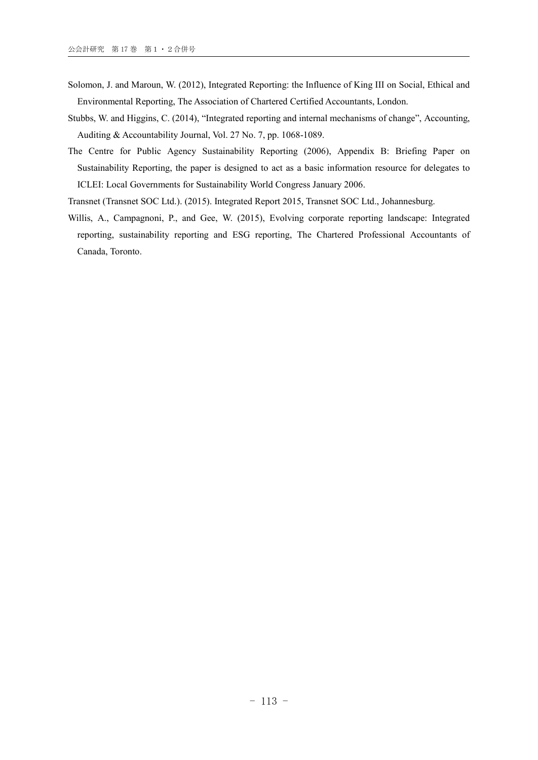Solomon, J. and Maroun, W. (2012), Integrated Reporting: the Influence of King III on Social, Ethical and Environmental Reporting, The Association of Chartered Certified Accountants, London.

Stubbs, W. and Higgins, C. (2014), "Integrated reporting and internal mechanisms of change", Accounting, Auditing & Accountability Journal, Vol. 27 No. 7, pp. 1068-1089.

The Centre for Public Agency Sustainability Reporting (2006), Appendix B: Briefing Paper on Sustainability Reporting, the paper is designed to act as a basic information resource for delegates to ICLEI: Local Governments for Sustainability World Congress January 2006.

Transnet (Transnet SOC Ltd.). (2015). Integrated Report 2015, Transnet SOC Ltd., Johannesburg.

Willis, A., Campagnoni, P., and Gee, W. (2015), Evolving corporate reporting landscape: Integrated reporting, sustainability reporting and ESG reporting, The Chartered Professional Accountants of Canada, Toronto.